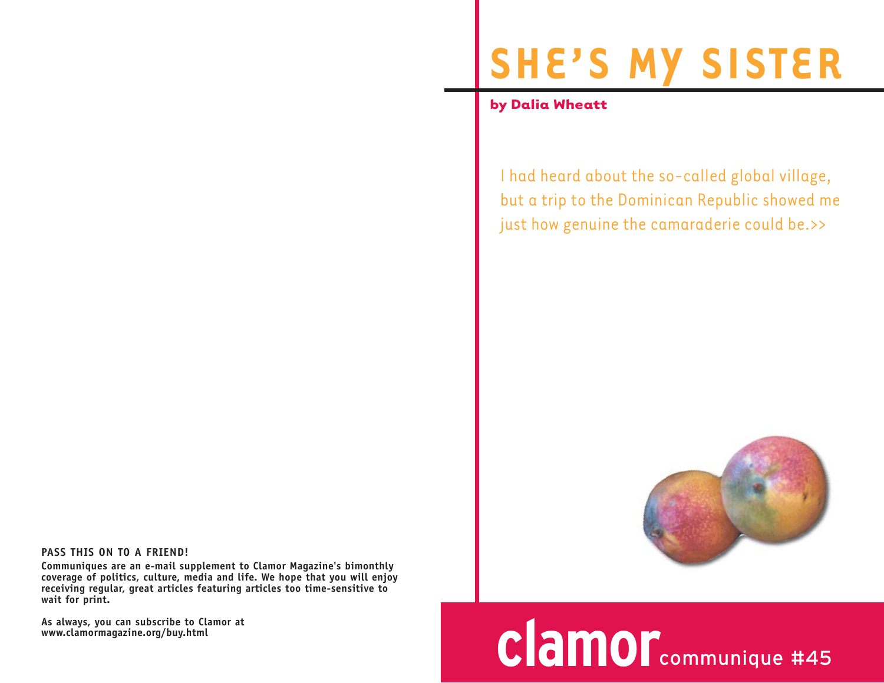# SHE'S MY SISTER

**by Dalia Wheatt**

I had heard about the so-called global village, but a trip to the Dominican Republic showed me just how genuine the camaraderie could be.>>

**PASS THIS ON TO A FRIEND!**

**Communiques are an e-mail supplement to Clamor Magazine's bimonthly coverage of politics, culture, media and life. We hope that you will enjoy receiving regular, great articles featuring articles too time-sensitive to wait for print.**

**As always, you can subscribe to Clamor at www.clamormagazine.org/buy.html**

clamor communique #45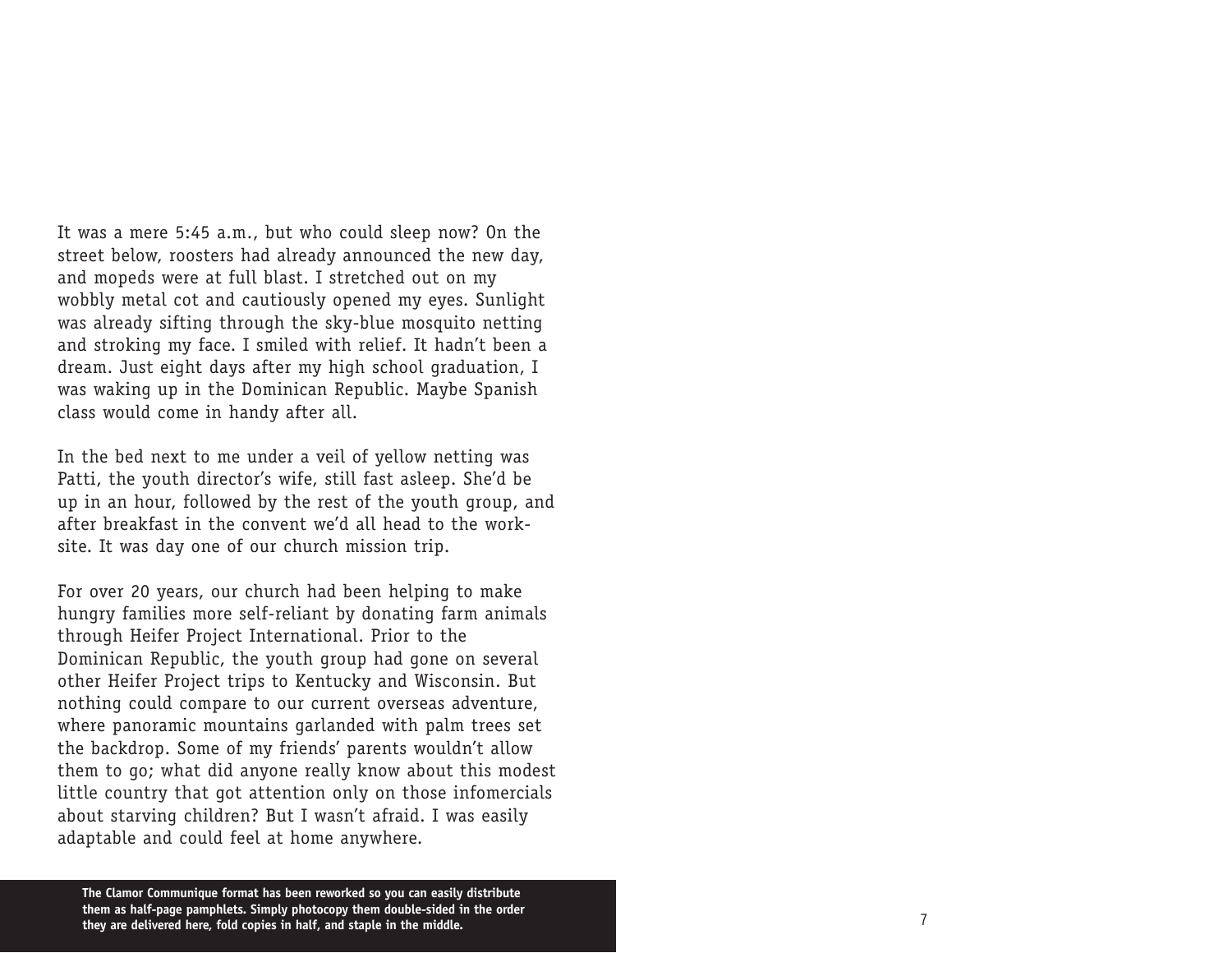It was a mere 5:45 a.m., but who could sleep now? On the street below, roosters had already announced the new day, and mopeds were at full blast. I stretched out on my wobbly metal cot and cautiously opened my eyes. Sunlight was already sifting through the sky-blue mosquito netting and stroking my face. I smiled with relief. It hadn't been a dream. Just eight days after my high school graduation, I was waking up in the Dominican Republic. Maybe Spanish class would come in handy after all.

In the bed next to me under a veil of yellow netting was Patti, the youth director's wife, still fast asleep. She'd be up in an hour, followed by the rest of the youth group, and after breakfast in the convent we'd all head to the work-site. It was day one of our church mission trip.

For over 20 years, our church had been helping to make hungry families more self-reliant by donating farm animals through Heifer Project International. Prior to the Dominican Republic, the youth group had gone on several other Heifer Project trips to Kentucky and Wisconsin. But nothing could compare to our current overseas adventure, where panoramic mountains garlanded with palm trees set the backdrop. Some of my friends' parents wouldn't allow them to go; what did anyone really know about this modest little country that got attention only on those infomercials about starving children? But I wasn't afraid. I was easily adaptable and could feel at home anywhere.

**The Clamor Communique format has been reworked so you can easily distribute them as half-page pamphlets. Simply photocopy them double-sided in the order they are delivered here, fold copies in half, and staple in the middle.**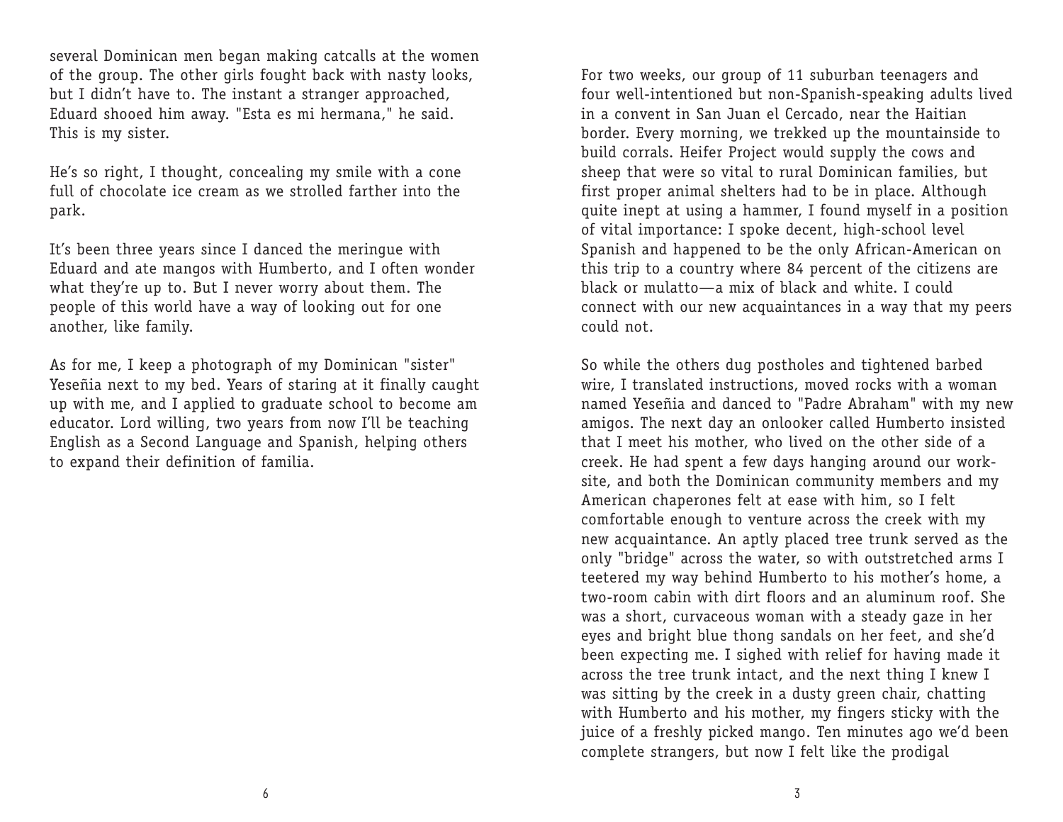several Dominican men began making catcalls at the women of the group. The other girls fought back with nasty looks, but I didn't have to. The instant a stranger approached, Eduard shooed him away. "Esta es mi hermana," he said. This is my sister.

He's so right, I thought, concealing my smile with a cone full of chocolate ice cream as we strolled farther into the park.

It's been three years since I danced the meringue with Eduard and ate mangos with Humberto, and I often wonder what they're up to. But I never worry about them. The people of this world have a way of looking out for one another, like family.

As for me, I keep a photograph of my Dominican "sister" Yeseñia next to my bed. Years of staring at it finally caught up with me, and I applied to graduate school to become am educator. Lord willing, two years from now I'll be teaching English as a Second Language and Spanish, helping others to expand their definition of familia.

For two weeks, our group of 11 suburban teenagers and four well-intentioned but non-Spanish-speaking adults lived in a convent in San Juan el Cercado, near the Haitian border. Every morning, we trekked up the mountainside to build corrals. Heifer Project would supply the cows and sheep that were so vital to rural Dominican families, but first proper animal shelters had to be in place. Although quite inept at using a hammer, I found myself in a position of vital importance: I spoke decent, high-school level Spanish and happened to be the only African-American on this trip to a country where 84 percent of the citizens are black or mulatto—a mix of black and white. I could connect with our new acquaintances in a way that my peers could not.

So while the others dug postholes and tightened barbed wire, I translated instructions, moved rocks with a woman named Yeseñia and danced to "Padre Abraham" with my new amigos. The next day an onlooker called Humberto insisted that I meet his mother, who lived on the other side of a creek. He had spent a few days hanging around our work-site, and both the Dominican community members and my American chaperones felt at ease with him, so I felt comfortable enough to venture across the creek with my new acquaintance. An aptly placed tree trunk served as the only "bridge" across the water, so with outstretched arms I teetered my way behind Humberto to his mother's home, a two-room cabin with dirt floors and an aluminum roof. She was a short, curvaceous woman with a steady gaze in her eyes and bright blue thong sandals on her feet, and she'd been expecting me. I sighed with relief for having made it across the tree trunk intact, and the next thing I knew I was sitting by the creek in a dusty green chair, chatting with Humberto and his mother, my fingers sticky with the juice of a freshly picked mango. Ten minutes ago we'd been complete strangers, but now I felt like the prodigal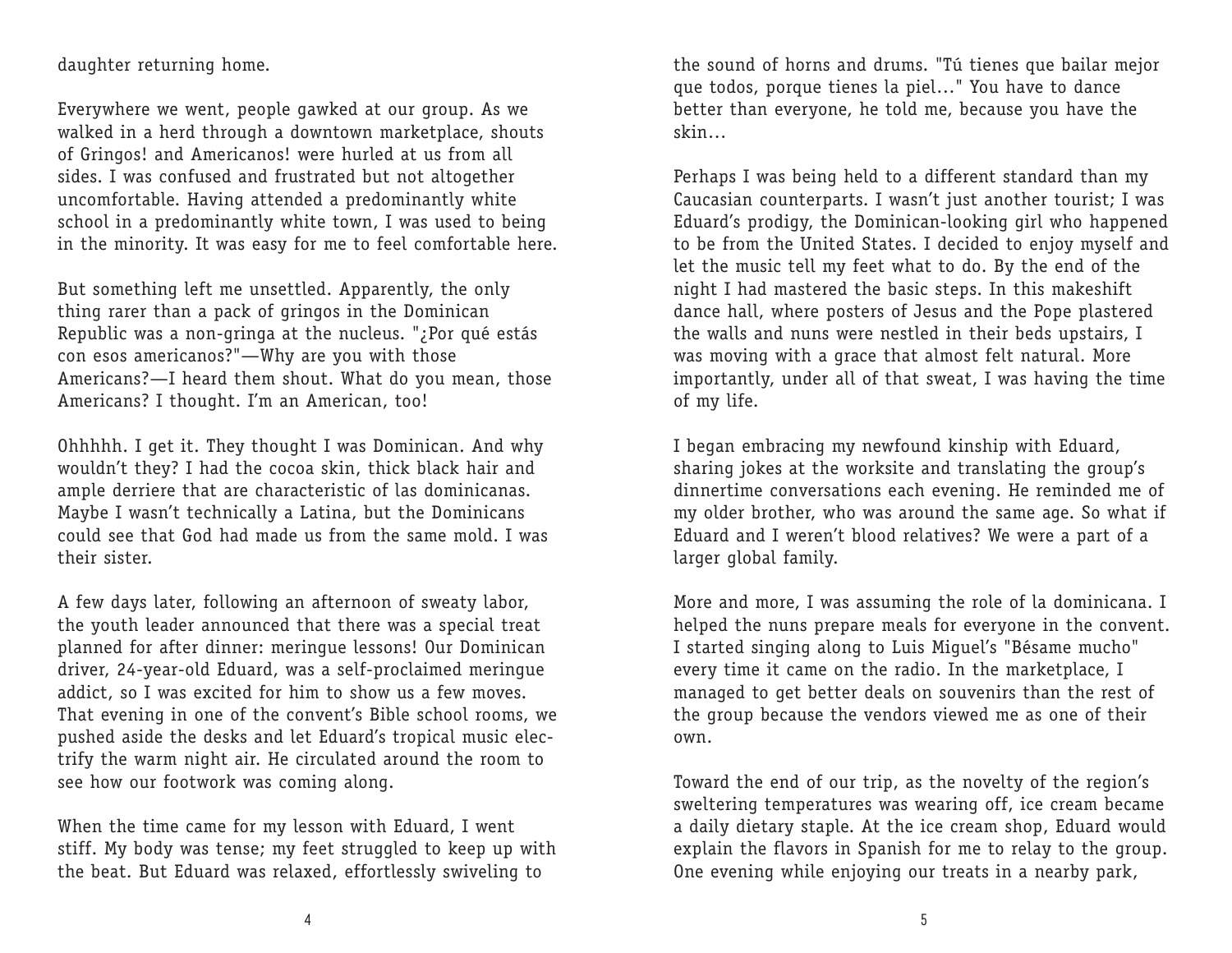daughter returning home.

Everywhere we went, people gawked at our group. As we walked in a herd through a downtown marketplace, shouts of Gringos! and Americanos! were hurled at us from all sides. I was confused and frustrated but not altogether uncomfortable. Having attended a predominantly white school in a predominantly white town, I was used to being in the minority. It was easy for me to feel comfortable here.

But something left me unsettled. Apparently, the only thing rarer than a pack of gringos in the Dominican Republic was a non-gringa at the nucleus. "¿Por qué estás con esos americanos?"—Why are you with those Americans?—I heard them shout. What do you mean, those Americans? I thought. I'm an American, too!

Ohhhhh. I get it. They thought I was Dominican. And why wouldn't they? I had the cocoa skin, thick black hair and ample derriere that are characteristic of las dominicanas. Maybe I wasn't technically a Latina, but the Dominicans could see that God had made us from the same mold. I was their sister.

A few days later, following an afternoon of sweaty labor, the youth leader announced that there was a special treat planned for after dinner: meringue lessons! Our Dominican driver, 24-year-old Eduard, was a self-proclaimed meringue addict, so I was excited for him to show us a few moves. That evening in one of the convent's Bible school rooms, we pushed aside the desks and let Eduard's tropical music electrify the warm night air. He circulated around the room to see how our footwork was coming along.

When the time came for my lesson with Eduard, I went stiff. My body was tense; my feet struggled to keep up with the beat. But Eduard was relaxed, effortlessly swiveling to the sound of horns and drums. "Tú tienes que bailar mejor que todos, porque tienes la piel..." You have to dance better than everyone, he told me, because you have the skin...

Perhaps I was being held to a different standard than my Caucasian counterparts. I wasn't just another tourist; I was Eduard's prodigy, the Dominican-looking girl who happened to be from the United States. I decided to enjoy myself and let the music tell my feet what to do. By the end of the night I had mastered the basic steps. In this makeshift dance hall, where posters of Jesus and the Pope plastered the walls and nuns were nestled in their beds upstairs, I was moving with a grace that almost felt natural. More importantly, under all of that sweat, I was having the time of my life.

I began embracing my newfound kinship with Eduard, sharing jokes at the worksite and translating the group's dinnertime conversations each evening. He reminded me of my older brother, who was around the same age. So what if Eduard and I weren't blood relatives? We were a part of a larger global family.

More and more, I was assuming the role of la dominicana. I helped the nuns prepare meals for everyone in the convent. I started singing along to Luis Miguel's "Bésame mucho" every time it came on the radio. In the marketplace, I managed to get better deals on souvenirs than the rest of the group because the vendors viewed me as one of their own.

Toward the end of our trip, as the novelty of the region's sweltering temperatures was wearing off, ice cream became a daily dietary staple. At the ice cream shop, Eduard would explain the flavors in Spanish for me to relay to the group. One evening while enjoying our treats in a nearby park,